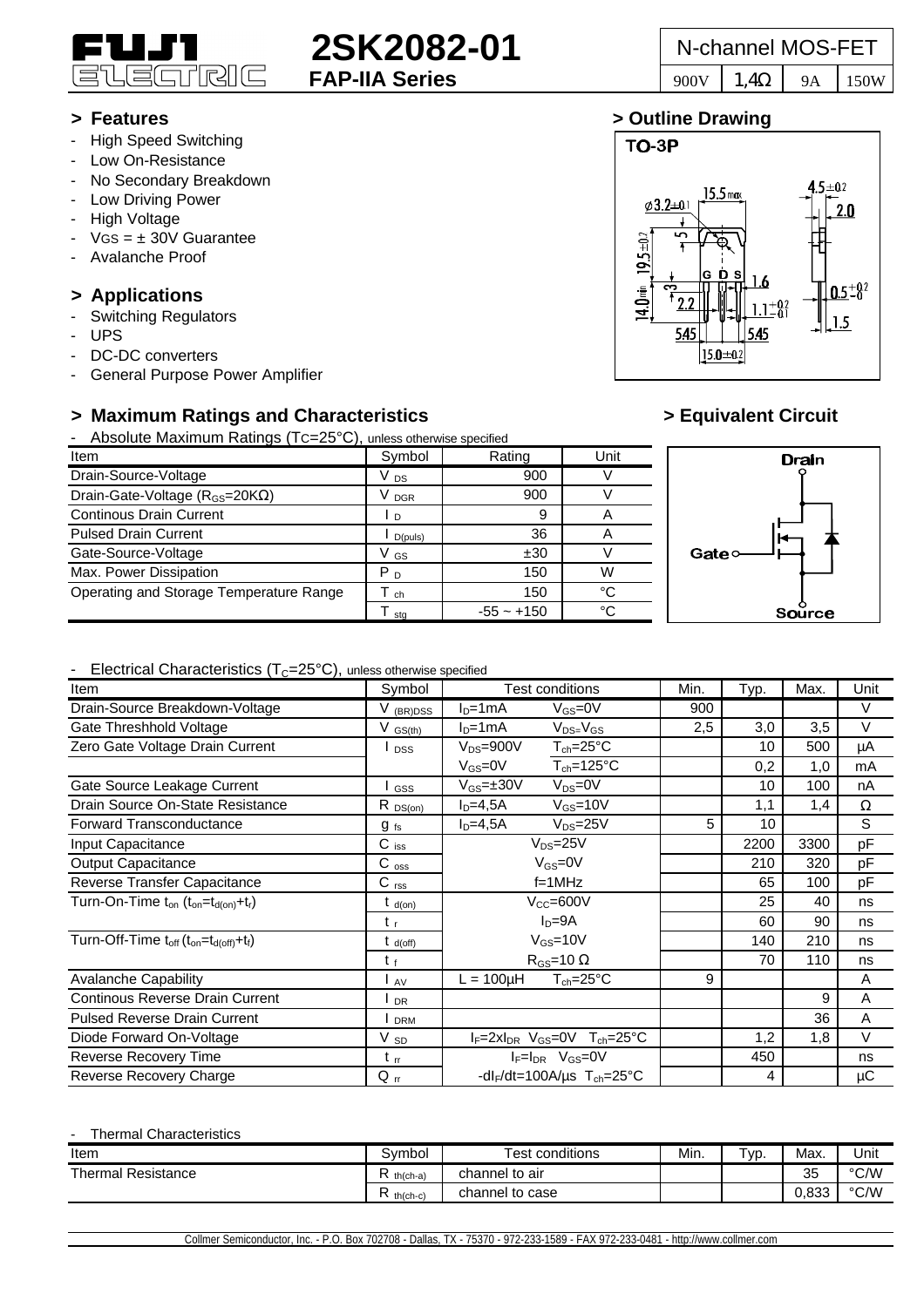# FUJI ELECTRIC

# 2SK2082-01

**FAP-IIA Series**

| N-channel MOS-FET | | | |
|---|---|---|---|
| 900V | 1,4Ω | 9A | 150W |

## > Features

- High Speed Switching
- Low On-Resistance
- No Secondary Breakdown
- Low Driving Power
- High Voltage
- $V_{GS}$ = ± 30V Guarantee
- Avalanche Proof

## > Applications

- Switching Regulators
- UPS
- DC-DC converters
- General Purpose Power Amplifier

## > Outline Drawing

TO-3P

## > Maximum Ratings and Characteristics

- Absolute Maximum Ratings ($T_C$=25°C), unless otherwise specified

| Item | Symbol | Rating | Unit |
|---|---|---|---|
| Drain-Source-Voltage | $V_{DS}$ | 900 | V |
| Drain-Gate-Voltage ($R_{GS}$=20KΩ) | $V_{DGR}$ | 900 | V |
| Continous Drain Current | $I_D$ | 9 | A |
| Pulsed Drain Current | $I_{D(puls)}$ | 36 | A |
| Gate-Source-Voltage | $V_{GS}$ | ±30 | V |
| Max. Power Dissipation | $P_D$ | 150 | W |
| Operating and Storage Temperature Range | $T_{ch}$ | 150 | °C |
| | $T_{stg}$ | -55 ~ +150 | °C |

## > Equivalent Circuit

Drain, Gate, Source

- Electrical Characteristics ($T_C$=25°C), unless otherwise specified

| Item | Symbol | Test conditions | | Min. | Typ. | Max. | Unit |
|---|---|---|---|---|---|---|---|
| Drain-Source Breakdown-Voltage | $V_{(BR)DSS}$ | $I_D$=1mA | $V_{GS}$=0V | 900 | | | V |
| Gate Threshhold Voltage | $V_{GS(th)}$ | $I_D$=1mA | $V_{DS}$=$V_{GS}$ | 2,5 | 3,0 | 3,5 | V |
| Zero Gate Voltage Drain Current | $I_{DSS}$ | $V_{DS}$=900V | $T_{ch}$=25°C | | 10 | 500 | µA |
| | | $V_{GS}$=0V | $T_{ch}$=125°C | | 0,2 | 1,0 | mA |
| Gate Source Leakage Current | $I_{GSS}$ | $V_{GS}$=±30V | $V_{DS}$=0V | | 10 | 100 | nA |
| Drain Source On-State Resistance | $R_{DS(on)}$ | $I_D$=4,5A | $V_{GS}$=10V | | 1,1 | 1,4 | Ω |
| Forward Transconductance | $g_{fs}$ | $I_D$=4,5A | $V_{DS}$=25V | 5 | 10 | | S |
| Input Capacitance | $C_{iss}$ | $V_{DS}$=25V | | | 2200 | 3300 | pF |
| Output Capacitance | $C_{oss}$ | $V_{GS}$=0V | | | 210 | 320 | pF |
| Reverse Transfer Capacitance | $C_{rss}$ | f=1MHz | | | 65 | 100 | pF |
| Turn-On-Time $t_{on}$ ($t_{on}$=$t_{d(on)}$+$t_r$) | $t_{d(on)}$ | $V_{CC}$=600V | | | 25 | 40 | ns |
| | $t_r$ | $I_D$=9A | | | 60 | 90 | ns |
| Turn-Off-Time $t_{off}$ ($t_{on}$=$t_{d(off)}$+$t_f$) | $t_{d(off)}$ | $V_{GS}$=10V | | | 140 | 210 | ns |
| | $t_f$ | $R_{GS}$=10 Ω | | | 70 | 110 | ns |
| Avalanche Capability | $I_{AV}$ | L = 100µH | $T_{ch}$=25°C | 9 | | | A |
| Continous Reverse Drain Current | $I_{DR}$ | | | | | 9 | A |
| Pulsed Reverse Drain Current | $I_{DRM}$ | | | | | 36 | A |
| Diode Forward On-Voltage | $V_{SD}$ | $I_F$=2x$I_{DR}$ $V_{GS}$=0V $T_{ch}$=25°C | | | 1,2 | 1,8 | V |
| Reverse Recovery Time | $t_{rr}$ | $I_F$=$I_{DR}$ $V_{GS}$=0V | | | 450 | | ns |
| Reverse Recovery Charge | $Q_{rr}$ | -d$I_F$/dt=100A/µs $T_{ch}$=25°C | | | 4 | | µC |

- Thermal Characteristics

| Item | Symbol | Test conditions | Min. | Typ. | Max. | Unit |
|---|---|---|---|---|---|---|
| Thermal Resistance | $R_{th(ch-a)}$ | channel to air | | | 35 | °C/W |
| | $R_{th(ch-c)}$ | channel to case | | | 0,833 | °C/W |

Collmer Semiconductor, Inc. - P.O. Box 702708 - Dallas, TX - 75370 - 972-233-1589 - FAX 972-233-0481 - http://www.collmer.com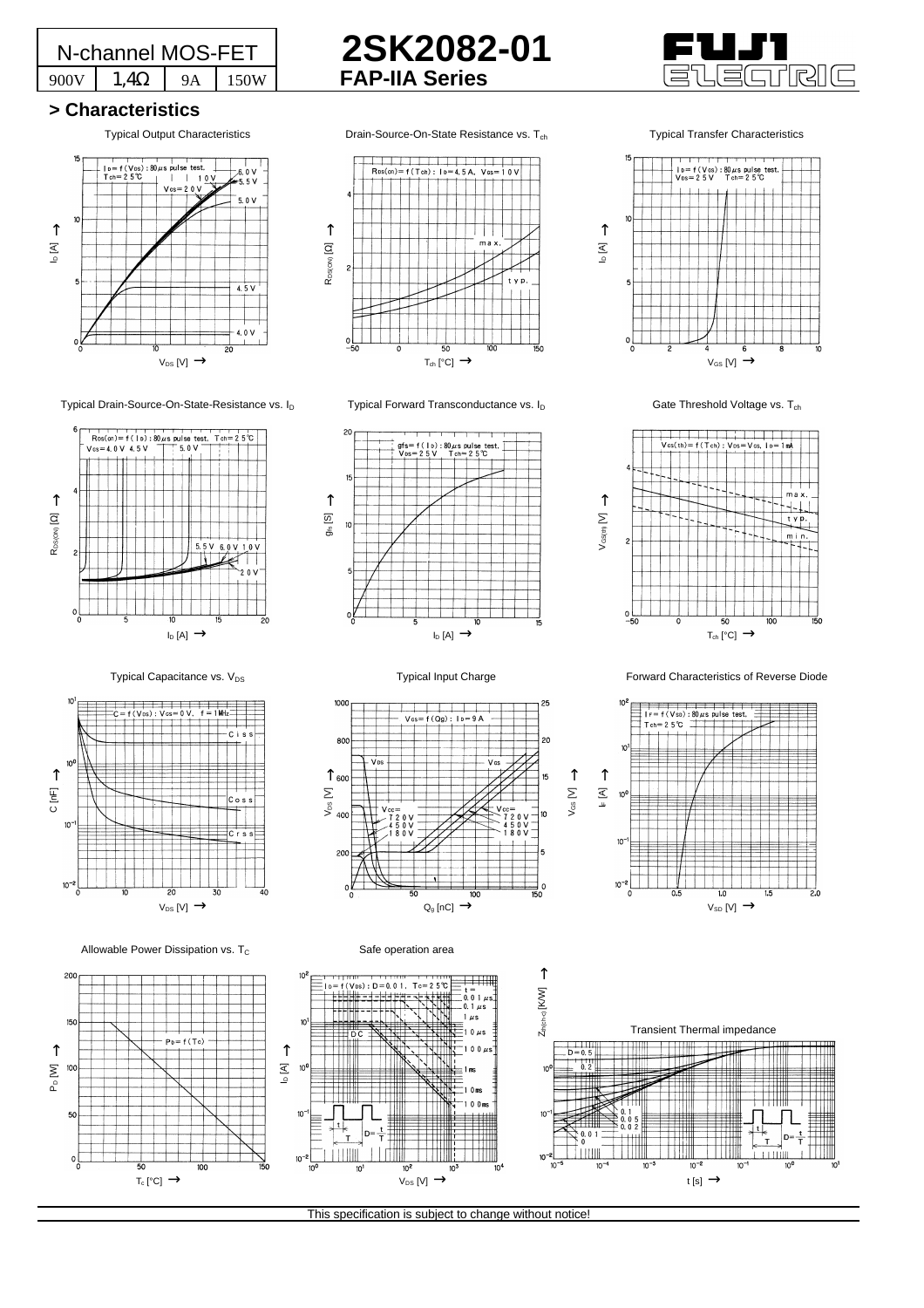| N-channel MOS-FET | | | |
|---|---|---|---|
| 900V | 1,4Ω | 9A | 150W |

# 2SK2082-01

**FAP-IIA Series**

FUJI ELECTRIC

## > Characteristics

Typical Output Characteristics

$I_D = f(V_{DS})$ : 80μs pulse test, $T_{ch} = 25°C$

$V_{GS}$ = 20V, 10V, 6.0V, 5.5V, 5.0V, 4.5V, 4.0V

$I_D$ [A] →

$V_{DS}$ [V] →

Drain-Source-On-State Resistance vs. $T_{ch}$

$R_{DS(on)} = f(T_{ch})$ : $I_D$ = 4.5A, $V_{GS}$ = 10V

max.

typ.

$R_{DS(ON)}$ [Ω] →

$T_{ch}$ [°C] →

Typical Transfer Characteristics

$I_D = f(V_{GS})$ : 80μs pulse test, $V_{DS}$ = 25V, $T_{ch} = 25°C$

$I_D$ [A] →

$V_{GS}$ [V] →

Typical Drain-Source-On-State-Resistance vs. $I_D$

$R_{DS(on)} = f(I_D)$ : 80μs pulse test, $T_{ch} = 25°C$

$V_{GS}$ = 4.0V, 4.5V, 5.0V, 5.5V, 6.0V, 10V, 20V

$R_{DS(ON)}$ [Ω] →

$I_D$ [A] →

Typical Forward Transconductance vs. $I_D$

gfs = f($I_D$) : 80μs pulse test, $V_{DS}$ = 25V, $T_{ch} = 25°C$

$g_{fs}$ [S] →

$I_D$ [A] →

Gate Threshold Voltage vs. $T_{ch}$

$V_{GS(th)} = f(T_{ch})$ : $V_{DS} = V_{GS}$, $I_D$ = 1mA

max.

typ.

min.

$V_{GS(th)}$ [V] →

$T_{ch}$ [°C] →

Typical Capacitance vs. $V_{DS}$

C = f($V_{DS}$) : $V_{GS}$ = 0V, f = 1MHz

Ciss

Coss

Crss

C [nF] →

$V_{DS}$ [V] →

Typical Input Charge

$V_{GS} = f(Q_g)$ : $I_D$ = 9A

$V_{DS}$

$V_{GS}$

Vcc= 720V, 450V, 180V

Vcc= 720V, 450V, 180V

$V_{DS}$ [V] →

$V_{GS}$ [V] →

$Q_g$ [nC] →

Forward Characteristics of Reverse Diode

$I_F = f(V_{SD})$ : 80μs pulse test, $T_{ch} = 25°C$

$I_F$ [A] →

$V_{SD}$ [V] →

Allowable Power Dissipation vs. $T_C$

$P_D = f(T_C)$

$P_D$ [W] →

$T_c$ [°C] →

Safe operation area

$I_D = f(V_{DS})$ : D = 0.01, $T_C = 25°C$

t = 0.01μs, 0.1μs, 1μs, 10μs, 100μs, 1ms, 10ms, 100ms

DC

$I_D$ [A]

$V_{DS}$ [V] →

D = t/T

Transient Thermal impedance

$Z_{th(ch-c)}$ [K/W] →

D = 0.5, 0.2, 0.1, 0.05, 0.02, 0.01, 0

D = t/T

t [s] →

This specification is subject to change without notice!